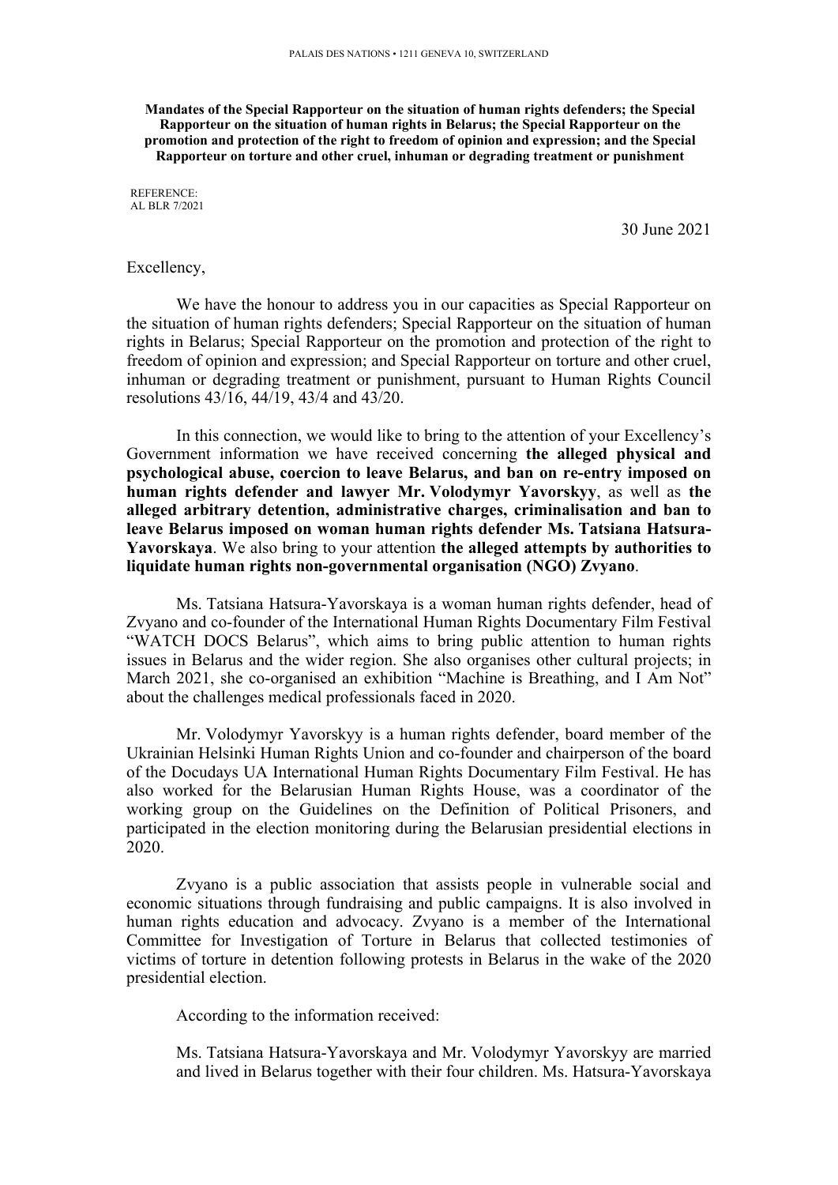PALAIS DES NATIONS • 1211 GENEVA 10, SWITZERLAND

**Mandates of the Special Rapporteur on the situation of human rights defenders; the Special Rapporteur on the situation of human rights in Belarus; the Special Rapporteur on the promotion and protection of the right to freedom of opinion and expression; and the Special Rapporteur on torture and other cruel, inhuman or degrading treatment or punishment**

REFERENCE:
AL BLR 7/2021

30 June 2021

Excellency,

We have the honour to address you in our capacities as Special Rapporteur on the situation of human rights defenders; Special Rapporteur on the situation of human rights in Belarus; Special Rapporteur on the promotion and protection of the right to freedom of opinion and expression; and Special Rapporteur on torture and other cruel, inhuman or degrading treatment or punishment, pursuant to Human Rights Council resolutions 43/16, 44/19, 43/4 and 43/20.

In this connection, we would like to bring to the attention of your Excellency's Government information we have received concerning **the alleged physical and psychological abuse, coercion to leave Belarus, and ban on re-entry imposed on human rights defender and lawyer Mr. Volodymyr Yavorskyy**, as well as **the alleged arbitrary detention, administrative charges, criminalisation and ban to leave Belarus imposed on woman human rights defender Ms. Tatsiana Hatsura-Yavorskaya**. We also bring to your attention **the alleged attempts by authorities to liquidate human rights non-governmental organisation (NGO) Zvyano**.

Ms. Tatsiana Hatsura-Yavorskaya is a woman human rights defender, head of Zvyano and co-founder of the International Human Rights Documentary Film Festival "WATCH DOCS Belarus", which aims to bring public attention to human rights issues in Belarus and the wider region. She also organises other cultural projects; in March 2021, she co-organised an exhibition "Machine is Breathing, and I Am Not" about the challenges medical professionals faced in 2020.

Mr. Volodymyr Yavorskyy is a human rights defender, board member of the Ukrainian Helsinki Human Rights Union and co-founder and chairperson of the board of the Docudays UA International Human Rights Documentary Film Festival. He has also worked for the Belarusian Human Rights House, was a coordinator of the working group on the Guidelines on the Definition of Political Prisoners, and participated in the election monitoring during the Belarusian presidential elections in 2020.

Zvyano is a public association that assists people in vulnerable social and economic situations through fundraising and public campaigns. It is also involved in human rights education and advocacy. Zvyano is a member of the International Committee for Investigation of Torture in Belarus that collected testimonies of victims of torture in detention following protests in Belarus in the wake of the 2020 presidential election.

According to the information received:

Ms. Tatsiana Hatsura-Yavorskaya and Mr. Volodymyr Yavorskyy are married and lived in Belarus together with their four children. Ms. Hatsura-Yavorskaya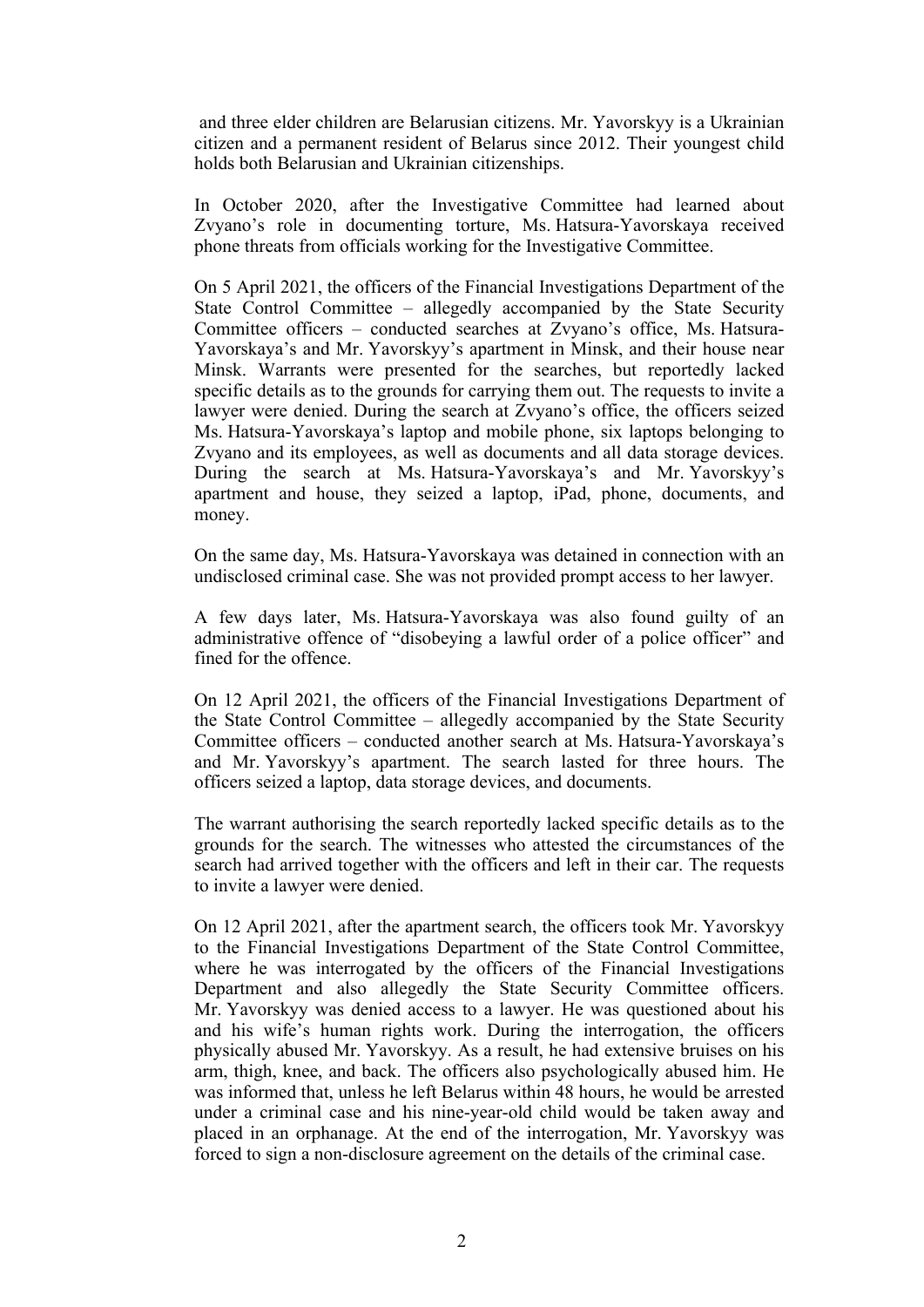and three elder children are Belarusian citizens. Mr. Yavorskyy is a Ukrainian citizen and a permanent resident of Belarus since 2012. Their youngest child holds both Belarusian and Ukrainian citizenships.

In October 2020, after the Investigative Committee had learned about Zvyano's role in documenting torture, Ms. Hatsura-Yavorskaya received phone threats from officials working for the Investigative Committee.

On 5 April 2021, the officers of the Financial Investigations Department of the State Control Committee – allegedly accompanied by the State Security Committee officers – conducted searches at Zvyano's office, Ms. Hatsura-Yavorskaya's and Mr. Yavorskyy's apartment in Minsk, and their house near Minsk. Warrants were presented for the searches, but reportedly lacked specific details as to the grounds for carrying them out. The requests to invite a lawyer were denied. During the search at Zvyano's office, the officers seized Ms. Hatsura-Yavorskaya's laptop and mobile phone, six laptops belonging to Zvyano and its employees, as well as documents and all data storage devices. During the search at Ms. Hatsura-Yavorskaya's and Mr. Yavorskyy's apartment and house, they seized a laptop, iPad, phone, documents, and money.

On the same day, Ms. Hatsura-Yavorskaya was detained in connection with an undisclosed criminal case. She was not provided prompt access to her lawyer.

A few days later, Ms. Hatsura-Yavorskaya was also found guilty of an administrative offence of "disobeying a lawful order of a police officer" and fined for the offence.

On 12 April 2021, the officers of the Financial Investigations Department of the State Control Committee – allegedly accompanied by the State Security Committee officers – conducted another search at Ms. Hatsura-Yavorskaya's and Mr. Yavorskyy's apartment. The search lasted for three hours. The officers seized a laptop, data storage devices, and documents.

The warrant authorising the search reportedly lacked specific details as to the grounds for the search. The witnesses who attested the circumstances of the search had arrived together with the officers and left in their car. The requests to invite a lawyer were denied.

On 12 April 2021, after the apartment search, the officers took Mr. Yavorskyy to the Financial Investigations Department of the State Control Committee, where he was interrogated by the officers of the Financial Investigations Department and also allegedly the State Security Committee officers. Mr. Yavorskyy was denied access to a lawyer. He was questioned about his and his wife's human rights work. During the interrogation, the officers physically abused Mr. Yavorskyy. As a result, he had extensive bruises on his arm, thigh, knee, and back. The officers also psychologically abused him. He was informed that, unless he left Belarus within 48 hours, he would be arrested under a criminal case and his nine-year-old child would be taken away and placed in an orphanage. At the end of the interrogation, Mr. Yavorskyy was forced to sign a non-disclosure agreement on the details of the criminal case.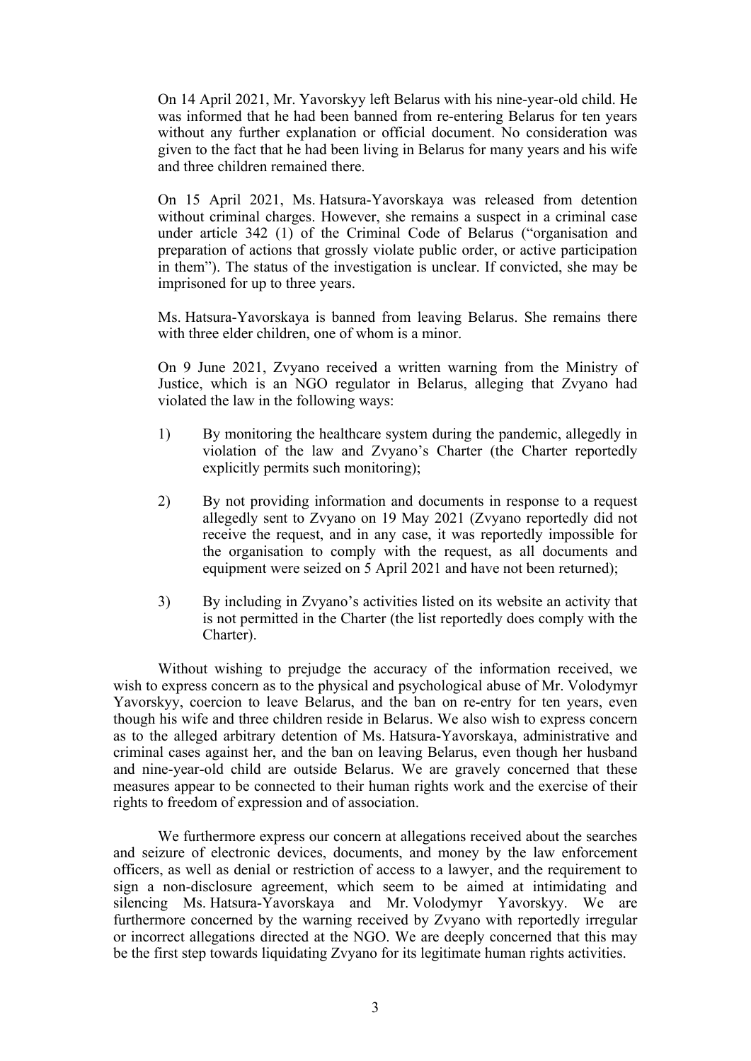On 14 April 2021, Mr. Yavorskyy left Belarus with his nine-year-old child. He was informed that he had been banned from re-entering Belarus for ten years without any further explanation or official document. No consideration was given to the fact that he had been living in Belarus for many years and his wife and three children remained there.

On 15 April 2021, Ms. Hatsura-Yavorskaya was released from detention without criminal charges. However, she remains a suspect in a criminal case under article 342 (1) of the Criminal Code of Belarus ("organisation and preparation of actions that grossly violate public order, or active participation in them"). The status of the investigation is unclear. If convicted, she may be imprisoned for up to three years.

Ms. Hatsura-Yavorskaya is banned from leaving Belarus. She remains there with three elder children, one of whom is a minor.

On 9 June 2021, Zvyano received a written warning from the Ministry of Justice, which is an NGO regulator in Belarus, alleging that Zvyano had violated the law in the following ways:

1) By monitoring the healthcare system during the pandemic, allegedly in violation of the law and Zvyano's Charter (the Charter reportedly explicitly permits such monitoring);

2) By not providing information and documents in response to a request allegedly sent to Zvyano on 19 May 2021 (Zvyano reportedly did not receive the request, and in any case, it was reportedly impossible for the organisation to comply with the request, as all documents and equipment were seized on 5 April 2021 and have not been returned);

3) By including in Zvyano's activities listed on its website an activity that is not permitted in the Charter (the list reportedly does comply with the Charter).

Without wishing to prejudge the accuracy of the information received, we wish to express concern as to the physical and psychological abuse of Mr. Volodymyr Yavorskyy, coercion to leave Belarus, and the ban on re-entry for ten years, even though his wife and three children reside in Belarus. We also wish to express concern as to the alleged arbitrary detention of Ms. Hatsura-Yavorskaya, administrative and criminal cases against her, and the ban on leaving Belarus, even though her husband and nine-year-old child are outside Belarus. We are gravely concerned that these measures appear to be connected to their human rights work and the exercise of their rights to freedom of expression and of association.

We furthermore express our concern at allegations received about the searches and seizure of electronic devices, documents, and money by the law enforcement officers, as well as denial or restriction of access to a lawyer, and the requirement to sign a non-disclosure agreement, which seem to be aimed at intimidating and silencing Ms. Hatsura-Yavorskaya and Mr. Volodymyr Yavorskyy. We are furthermore concerned by the warning received by Zvyano with reportedly irregular or incorrect allegations directed at the NGO. We are deeply concerned that this may be the first step towards liquidating Zvyano for its legitimate human rights activities.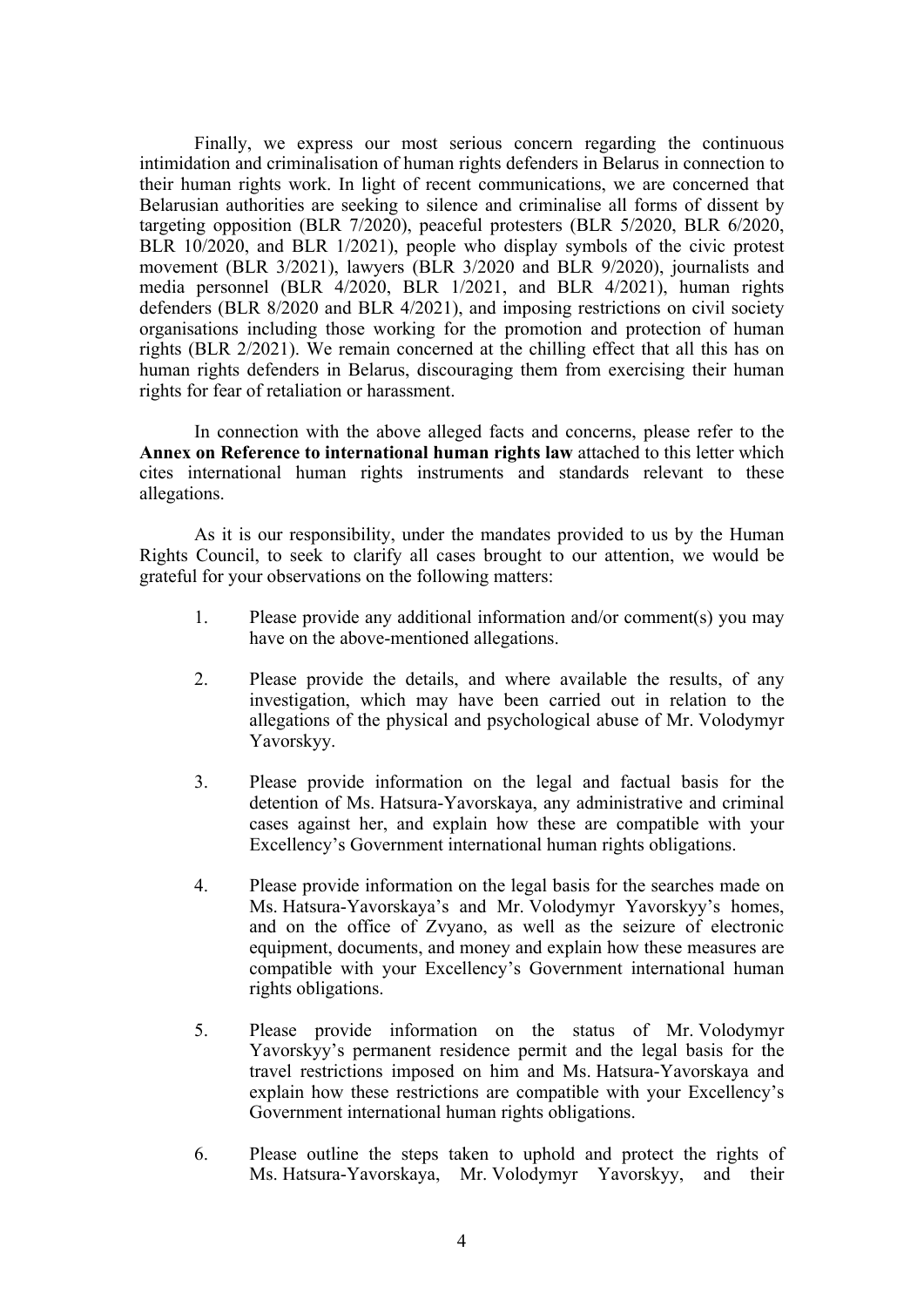Finally, we express our most serious concern regarding the continuous intimidation and criminalisation of human rights defenders in Belarus in connection to their human rights work. In light of recent communications, we are concerned that Belarusian authorities are seeking to silence and criminalise all forms of dissent by targeting opposition (BLR 7/2020), peaceful protesters (BLR 5/2020, BLR 6/2020, BLR 10/2020, and BLR 1/2021), people who display symbols of the civic protest movement (BLR 3/2021), lawyers (BLR 3/2020 and BLR 9/2020), journalists and media personnel (BLR 4/2020, BLR 1/2021, and BLR 4/2021), human rights defenders (BLR 8/2020 and BLR 4/2021), and imposing restrictions on civil society organisations including those working for the promotion and protection of human rights (BLR 2/2021). We remain concerned at the chilling effect that all this has on human rights defenders in Belarus, discouraging them from exercising their human rights for fear of retaliation or harassment.

In connection with the above alleged facts and concerns, please refer to the **Annex on Reference to international human rights law** attached to this letter which cites international human rights instruments and standards relevant to these allegations.

As it is our responsibility, under the mandates provided to us by the Human Rights Council, to seek to clarify all cases brought to our attention, we would be grateful for your observations on the following matters:

1. Please provide any additional information and/or comment(s) you may have on the above-mentioned allegations.

2. Please provide the details, and where available the results, of any investigation, which may have been carried out in relation to the allegations of the physical and psychological abuse of Mr. Volodymyr Yavorskyy.

3. Please provide information on the legal and factual basis for the detention of Ms. Hatsura-Yavorskaya, any administrative and criminal cases against her, and explain how these are compatible with your Excellency's Government international human rights obligations.

4. Please provide information on the legal basis for the searches made on Ms. Hatsura-Yavorskaya's and Mr. Volodymyr Yavorskyy's homes, and on the office of Zvyano, as well as the seizure of electronic equipment, documents, and money and explain how these measures are compatible with your Excellency's Government international human rights obligations.

5. Please provide information on the status of Mr. Volodymyr Yavorskyy's permanent residence permit and the legal basis for the travel restrictions imposed on him and Ms. Hatsura-Yavorskaya and explain how these restrictions are compatible with your Excellency's Government international human rights obligations.

6. Please outline the steps taken to uphold and protect the rights of Ms. Hatsura-Yavorskaya, Mr. Volodymyr Yavorskyy, and their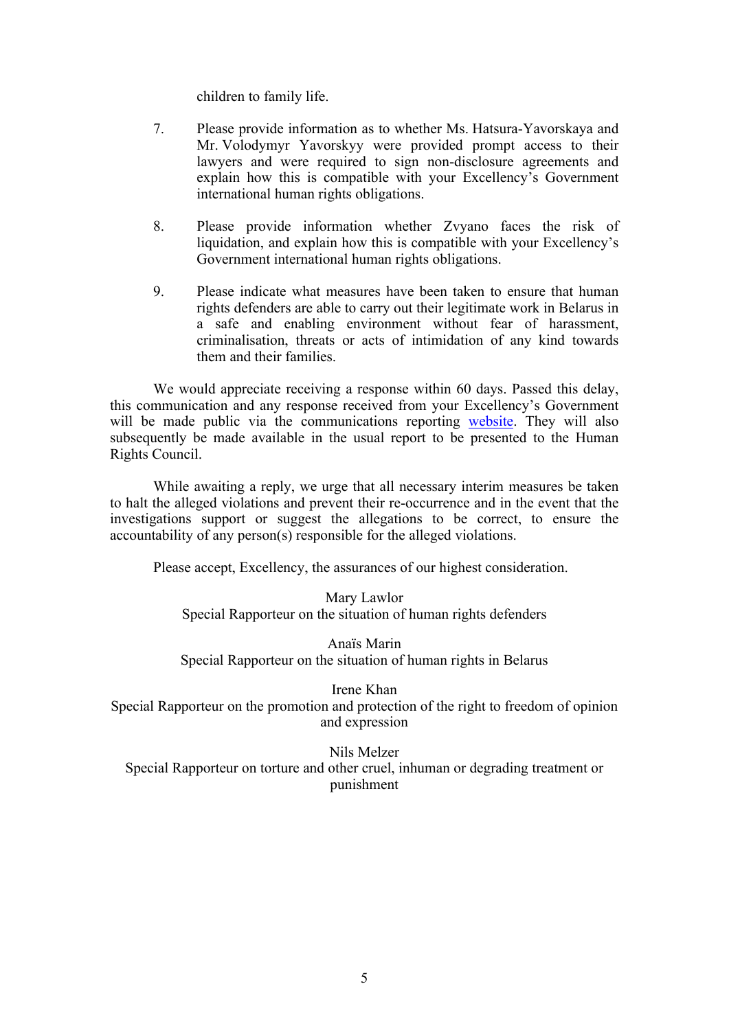children to family life.

7. Please provide information as to whether Ms. Hatsura-Yavorskaya and Mr. Volodymyr Yavorskyy were provided prompt access to their lawyers and were required to sign non-disclosure agreements and explain how this is compatible with your Excellency's Government international human rights obligations.

8. Please provide information whether Zvyano faces the risk of liquidation, and explain how this is compatible with your Excellency's Government international human rights obligations.

9. Please indicate what measures have been taken to ensure that human rights defenders are able to carry out their legitimate work in Belarus in a safe and enabling environment without fear of harassment, criminalisation, threats or acts of intimidation of any kind towards them and their families.

We would appreciate receiving a response within 60 days. Passed this delay, this communication and any response received from your Excellency's Government will be made public via the communications reporting website. They will also subsequently be made available in the usual report to be presented to the Human Rights Council.

While awaiting a reply, we urge that all necessary interim measures be taken to halt the alleged violations and prevent their re-occurrence and in the event that the investigations support or suggest the allegations to be correct, to ensure the accountability of any person(s) responsible for the alleged violations.

Please accept, Excellency, the assurances of our highest consideration.

Mary Lawlor
Special Rapporteur on the situation of human rights defenders

Anaïs Marin
Special Rapporteur on the situation of human rights in Belarus

Irene Khan
Special Rapporteur on the promotion and protection of the right to freedom of opinion and expression

Nils Melzer
Special Rapporteur on torture and other cruel, inhuman or degrading treatment or punishment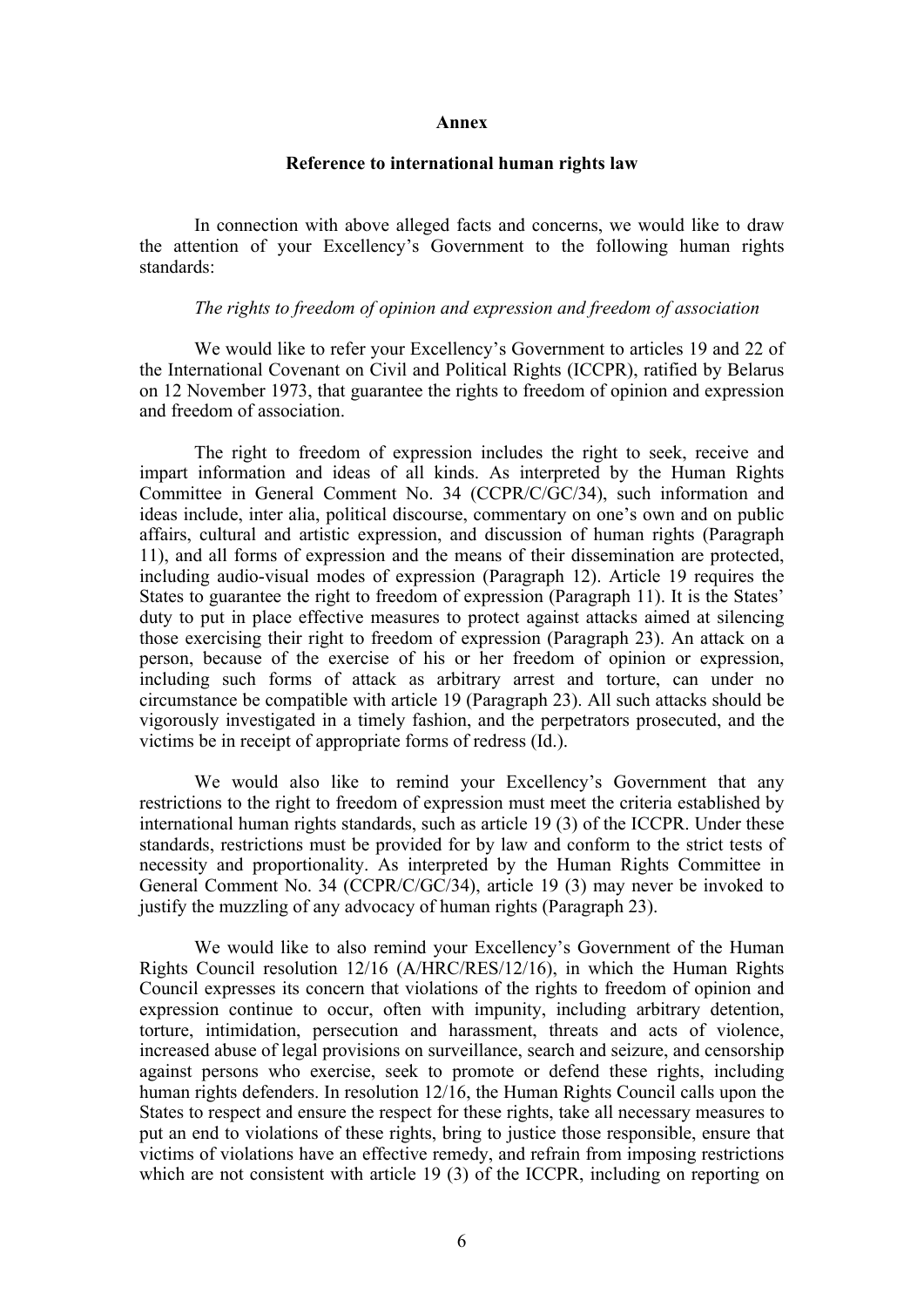## Annex

### Reference to international human rights law

In connection with above alleged facts and concerns, we would like to draw the attention of your Excellency's Government to the following human rights standards:

*The rights to freedom of opinion and expression and freedom of association*

We would like to refer your Excellency's Government to articles 19 and 22 of the International Covenant on Civil and Political Rights (ICCPR), ratified by Belarus on 12 November 1973, that guarantee the rights to freedom of opinion and expression and freedom of association.

The right to freedom of expression includes the right to seek, receive and impart information and ideas of all kinds. As interpreted by the Human Rights Committee in General Comment No. 34 (CCPR/C/GC/34), such information and ideas include, inter alia, political discourse, commentary on one's own and on public affairs, cultural and artistic expression, and discussion of human rights (Paragraph 11), and all forms of expression and the means of their dissemination are protected, including audio-visual modes of expression (Paragraph 12). Article 19 requires the States to guarantee the right to freedom of expression (Paragraph 11). It is the States' duty to put in place effective measures to protect against attacks aimed at silencing those exercising their right to freedom of expression (Paragraph 23). An attack on a person, because of the exercise of his or her freedom of opinion or expression, including such forms of attack as arbitrary arrest and torture, can under no circumstance be compatible with article 19 (Paragraph 23). All such attacks should be vigorously investigated in a timely fashion, and the perpetrators prosecuted, and the victims be in receipt of appropriate forms of redress (Id.).

We would also like to remind your Excellency's Government that any restrictions to the right to freedom of expression must meet the criteria established by international human rights standards, such as article 19 (3) of the ICCPR. Under these standards, restrictions must be provided for by law and conform to the strict tests of necessity and proportionality. As interpreted by the Human Rights Committee in General Comment No. 34 (CCPR/C/GC/34), article 19 (3) may never be invoked to justify the muzzling of any advocacy of human rights (Paragraph 23).

We would like to also remind your Excellency's Government of the Human Rights Council resolution 12/16 (A/HRC/RES/12/16), in which the Human Rights Council expresses its concern that violations of the rights to freedom of opinion and expression continue to occur, often with impunity, including arbitrary detention, torture, intimidation, persecution and harassment, threats and acts of violence, increased abuse of legal provisions on surveillance, search and seizure, and censorship against persons who exercise, seek to promote or defend these rights, including human rights defenders. In resolution 12/16, the Human Rights Council calls upon the States to respect and ensure the respect for these rights, take all necessary measures to put an end to violations of these rights, bring to justice those responsible, ensure that victims of violations have an effective remedy, and refrain from imposing restrictions which are not consistent with article 19 (3) of the ICCPR, including on reporting on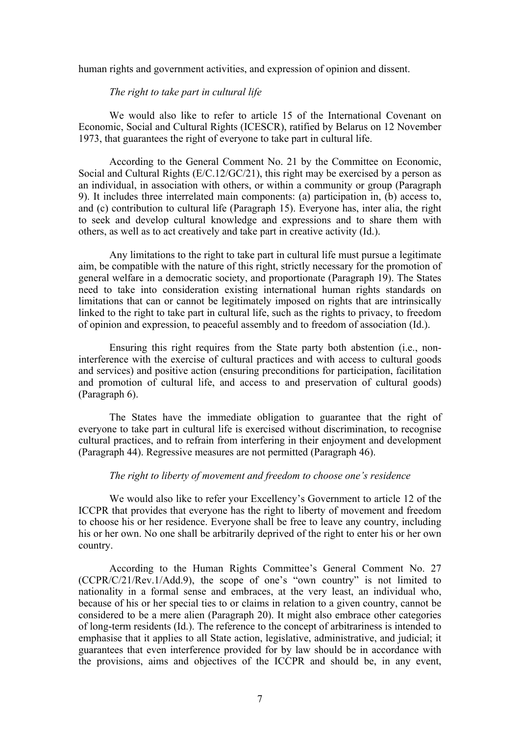human rights and government activities, and expression of opinion and dissent.

*The right to take part in cultural life*

We would also like to refer to article 15 of the International Covenant on Economic, Social and Cultural Rights (ICESCR), ratified by Belarus on 12 November 1973, that guarantees the right of everyone to take part in cultural life.

According to the General Comment No. 21 by the Committee on Economic, Social and Cultural Rights (E/C.12/GC/21), this right may be exercised by a person as an individual, in association with others, or within a community or group (Paragraph 9). It includes three interrelated main components: (a) participation in, (b) access to, and (c) contribution to cultural life (Paragraph 15). Everyone has, inter alia, the right to seek and develop cultural knowledge and expressions and to share them with others, as well as to act creatively and take part in creative activity (Id.).

Any limitations to the right to take part in cultural life must pursue a legitimate aim, be compatible with the nature of this right, strictly necessary for the promotion of general welfare in a democratic society, and proportionate (Paragraph 19). The States need to take into consideration existing international human rights standards on limitations that can or cannot be legitimately imposed on rights that are intrinsically linked to the right to take part in cultural life, such as the rights to privacy, to freedom of opinion and expression, to peaceful assembly and to freedom of association (Id.).

Ensuring this right requires from the State party both abstention (i.e., non-interference with the exercise of cultural practices and with access to cultural goods and services) and positive action (ensuring preconditions for participation, facilitation and promotion of cultural life, and access to and preservation of cultural goods) (Paragraph 6).

The States have the immediate obligation to guarantee that the right of everyone to take part in cultural life is exercised without discrimination, to recognise cultural practices, and to refrain from interfering in their enjoyment and development (Paragraph 44). Regressive measures are not permitted (Paragraph 46).

*The right to liberty of movement and freedom to choose one's residence*

We would also like to refer your Excellency's Government to article 12 of the ICCPR that provides that everyone has the right to liberty of movement and freedom to choose his or her residence. Everyone shall be free to leave any country, including his or her own. No one shall be arbitrarily deprived of the right to enter his or her own country.

According to the Human Rights Committee's General Comment No. 27 (CCPR/C/21/Rev.1/Add.9), the scope of one's "own country" is not limited to nationality in a formal sense and embraces, at the very least, an individual who, because of his or her special ties to or claims in relation to a given country, cannot be considered to be a mere alien (Paragraph 20). It might also embrace other categories of long-term residents (Id.). The reference to the concept of arbitrariness is intended to emphasise that it applies to all State action, legislative, administrative, and judicial; it guarantees that even interference provided for by law should be in accordance with the provisions, aims and objectives of the ICCPR and should be, in any event,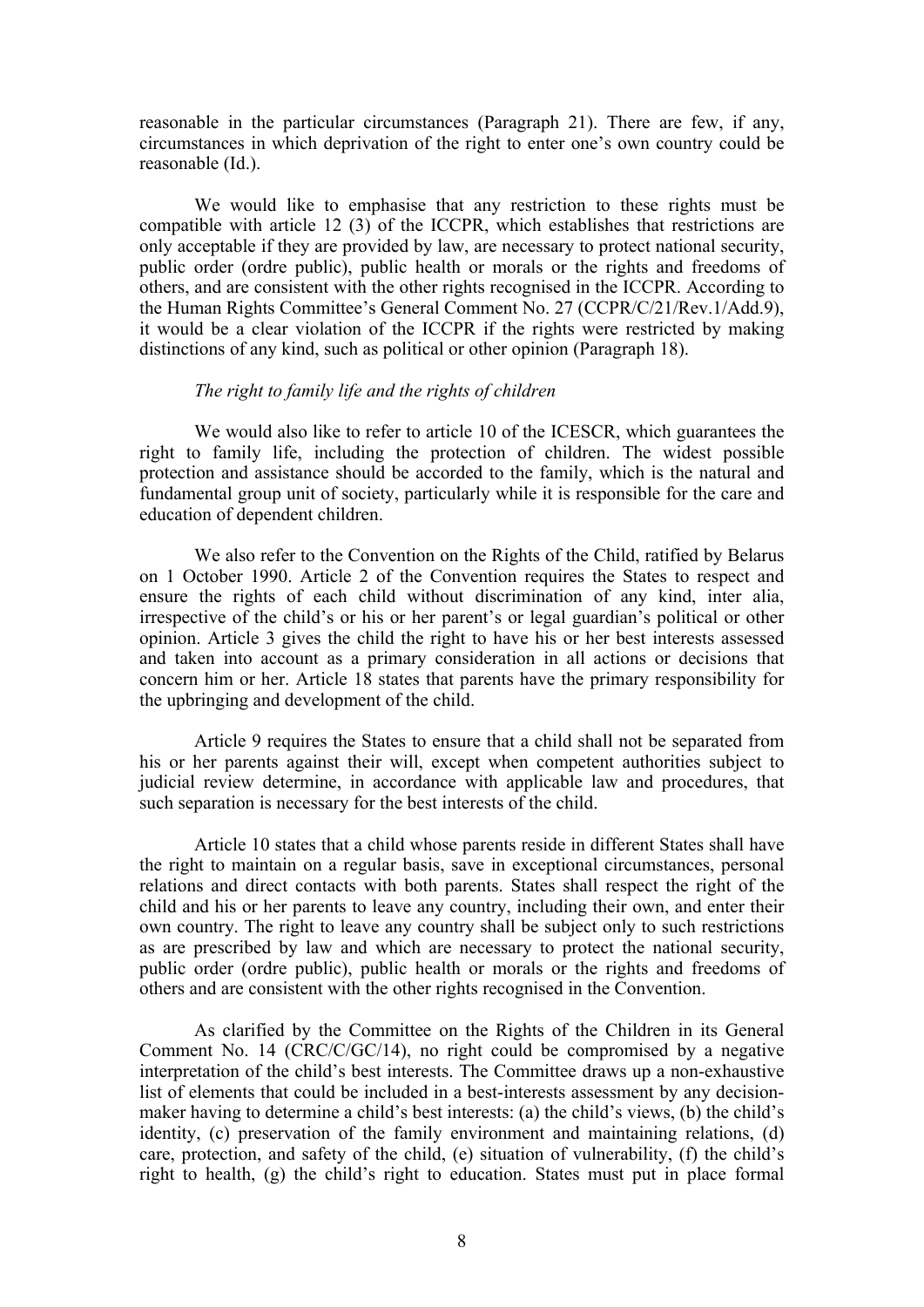reasonable in the particular circumstances (Paragraph 21). There are few, if any, circumstances in which deprivation of the right to enter one's own country could be reasonable (Id.).

We would like to emphasise that any restriction to these rights must be compatible with article 12 (3) of the ICCPR, which establishes that restrictions are only acceptable if they are provided by law, are necessary to protect national security, public order (ordre public), public health or morals or the rights and freedoms of others, and are consistent with the other rights recognised in the ICCPR. According to the Human Rights Committee's General Comment No. 27 (CCPR/C/21/Rev.1/Add.9), it would be a clear violation of the ICCPR if the rights were restricted by making distinctions of any kind, such as political or other opinion (Paragraph 18).

*The right to family life and the rights of children*

We would also like to refer to article 10 of the ICESCR, which guarantees the right to family life, including the protection of children. The widest possible protection and assistance should be accorded to the family, which is the natural and fundamental group unit of society, particularly while it is responsible for the care and education of dependent children.

We also refer to the Convention on the Rights of the Child, ratified by Belarus on 1 October 1990. Article 2 of the Convention requires the States to respect and ensure the rights of each child without discrimination of any kind, inter alia, irrespective of the child's or his or her parent's or legal guardian's political or other opinion. Article 3 gives the child the right to have his or her best interests assessed and taken into account as a primary consideration in all actions or decisions that concern him or her. Article 18 states that parents have the primary responsibility for the upbringing and development of the child.

Article 9 requires the States to ensure that a child shall not be separated from his or her parents against their will, except when competent authorities subject to judicial review determine, in accordance with applicable law and procedures, that such separation is necessary for the best interests of the child.

Article 10 states that a child whose parents reside in different States shall have the right to maintain on a regular basis, save in exceptional circumstances, personal relations and direct contacts with both parents. States shall respect the right of the child and his or her parents to leave any country, including their own, and enter their own country. The right to leave any country shall be subject only to such restrictions as are prescribed by law and which are necessary to protect the national security, public order (ordre public), public health or morals or the rights and freedoms of others and are consistent with the other rights recognised in the Convention.

As clarified by the Committee on the Rights of the Children in its General Comment No. 14 (CRC/C/GC/14), no right could be compromised by a negative interpretation of the child's best interests. The Committee draws up a non-exhaustive list of elements that could be included in a best-interests assessment by any decision-maker having to determine a child's best interests: (a) the child's views, (b) the child's identity, (c) preservation of the family environment and maintaining relations, (d) care, protection, and safety of the child, (e) situation of vulnerability, (f) the child's right to health, (g) the child's right to education. States must put in place formal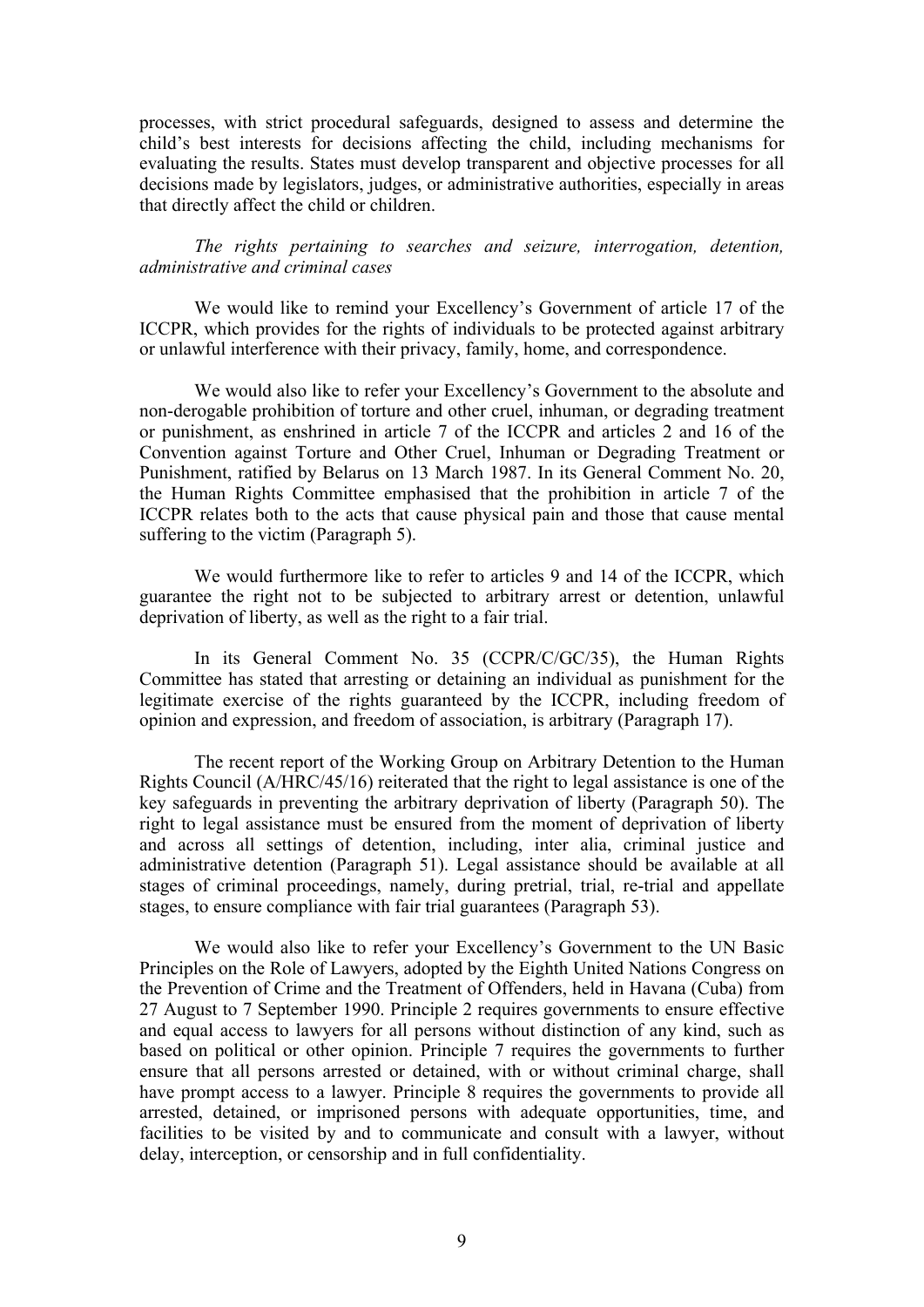processes, with strict procedural safeguards, designed to assess and determine the child's best interests for decisions affecting the child, including mechanisms for evaluating the results. States must develop transparent and objective processes for all decisions made by legislators, judges, or administrative authorities, especially in areas that directly affect the child or children.

*The rights pertaining to searches and seizure, interrogation, detention, administrative and criminal cases*

We would like to remind your Excellency's Government of article 17 of the ICCPR, which provides for the rights of individuals to be protected against arbitrary or unlawful interference with their privacy, family, home, and correspondence.

We would also like to refer your Excellency's Government to the absolute and non-derogable prohibition of torture and other cruel, inhuman, or degrading treatment or punishment, as enshrined in article 7 of the ICCPR and articles 2 and 16 of the Convention against Torture and Other Cruel, Inhuman or Degrading Treatment or Punishment, ratified by Belarus on 13 March 1987. In its General Comment No. 20, the Human Rights Committee emphasised that the prohibition in article 7 of the ICCPR relates both to the acts that cause physical pain and those that cause mental suffering to the victim (Paragraph 5).

We would furthermore like to refer to articles 9 and 14 of the ICCPR, which guarantee the right not to be subjected to arbitrary arrest or detention, unlawful deprivation of liberty, as well as the right to a fair trial.

In its General Comment No. 35 (CCPR/C/GC/35), the Human Rights Committee has stated that arresting or detaining an individual as punishment for the legitimate exercise of the rights guaranteed by the ICCPR, including freedom of opinion and expression, and freedom of association, is arbitrary (Paragraph 17).

The recent report of the Working Group on Arbitrary Detention to the Human Rights Council (A/HRC/45/16) reiterated that the right to legal assistance is one of the key safeguards in preventing the arbitrary deprivation of liberty (Paragraph 50). The right to legal assistance must be ensured from the moment of deprivation of liberty and across all settings of detention, including, inter alia, criminal justice and administrative detention (Paragraph 51). Legal assistance should be available at all stages of criminal proceedings, namely, during pretrial, trial, re-trial and appellate stages, to ensure compliance with fair trial guarantees (Paragraph 53).

We would also like to refer your Excellency's Government to the UN Basic Principles on the Role of Lawyers, adopted by the Eighth United Nations Congress on the Prevention of Crime and the Treatment of Offenders, held in Havana (Cuba) from 27 August to 7 September 1990. Principle 2 requires governments to ensure effective and equal access to lawyers for all persons without distinction of any kind, such as based on political or other opinion. Principle 7 requires the governments to further ensure that all persons arrested or detained, with or without criminal charge, shall have prompt access to a lawyer. Principle 8 requires the governments to provide all arrested, detained, or imprisoned persons with adequate opportunities, time, and facilities to be visited by and to communicate and consult with a lawyer, without delay, interception, or censorship and in full confidentiality.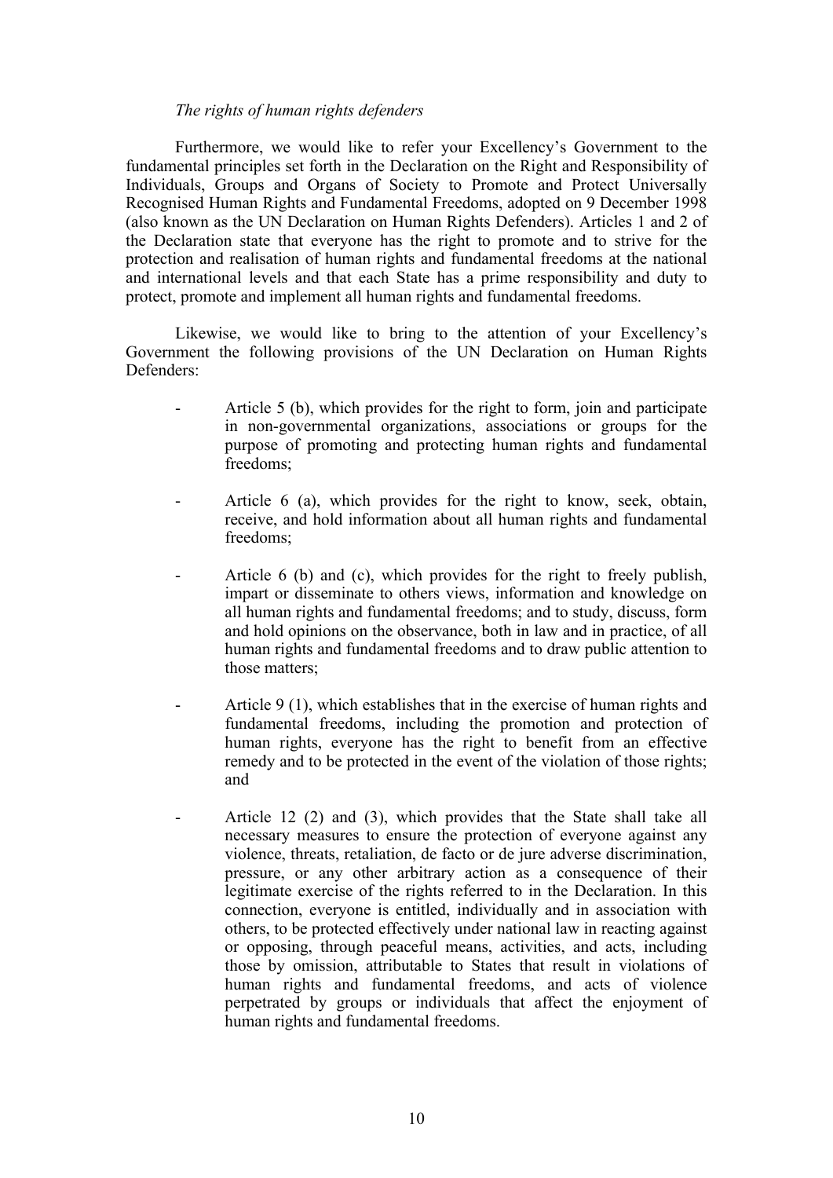*The rights of human rights defenders*

Furthermore, we would like to refer your Excellency's Government to the fundamental principles set forth in the Declaration on the Right and Responsibility of Individuals, Groups and Organs of Society to Promote and Protect Universally Recognised Human Rights and Fundamental Freedoms, adopted on 9 December 1998 (also known as the UN Declaration on Human Rights Defenders). Articles 1 and 2 of the Declaration state that everyone has the right to promote and to strive for the protection and realisation of human rights and fundamental freedoms at the national and international levels and that each State has a prime responsibility and duty to protect, promote and implement all human rights and fundamental freedoms.

Likewise, we would like to bring to the attention of your Excellency's Government the following provisions of the UN Declaration on Human Rights Defenders:

- Article 5 (b), which provides for the right to form, join and participate in non-governmental organizations, associations or groups for the purpose of promoting and protecting human rights and fundamental freedoms;

- Article 6 (a), which provides for the right to know, seek, obtain, receive, and hold information about all human rights and fundamental freedoms;

- Article 6 (b) and (c), which provides for the right to freely publish, impart or disseminate to others views, information and knowledge on all human rights and fundamental freedoms; and to study, discuss, form and hold opinions on the observance, both in law and in practice, of all human rights and fundamental freedoms and to draw public attention to those matters;

- Article 9 (1), which establishes that in the exercise of human rights and fundamental freedoms, including the promotion and protection of human rights, everyone has the right to benefit from an effective remedy and to be protected in the event of the violation of those rights; and

- Article 12 (2) and (3), which provides that the State shall take all necessary measures to ensure the protection of everyone against any violence, threats, retaliation, de facto or de jure adverse discrimination, pressure, or any other arbitrary action as a consequence of their legitimate exercise of the rights referred to in the Declaration. In this connection, everyone is entitled, individually and in association with others, to be protected effectively under national law in reacting against or opposing, through peaceful means, activities, and acts, including those by omission, attributable to States that result in violations of human rights and fundamental freedoms, and acts of violence perpetrated by groups or individuals that affect the enjoyment of human rights and fundamental freedoms.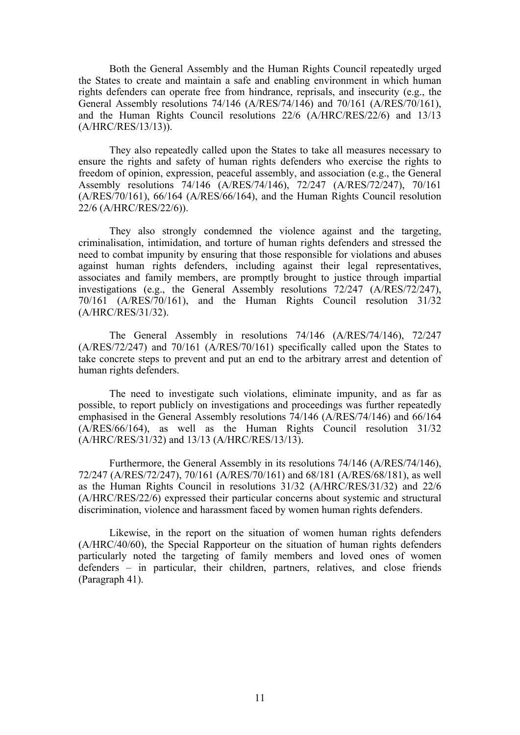Both the General Assembly and the Human Rights Council repeatedly urged the States to create and maintain a safe and enabling environment in which human rights defenders can operate free from hindrance, reprisals, and insecurity (e.g., the General Assembly resolutions 74/146 (A/RES/74/146) and 70/161 (A/RES/70/161), and the Human Rights Council resolutions 22/6 (A/HRC/RES/22/6) and 13/13 (A/HRC/RES/13/13)).

They also repeatedly called upon the States to take all measures necessary to ensure the rights and safety of human rights defenders who exercise the rights to freedom of opinion, expression, peaceful assembly, and association (e.g., the General Assembly resolutions 74/146 (A/RES/74/146), 72/247 (A/RES/72/247), 70/161 (A/RES/70/161), 66/164 (A/RES/66/164), and the Human Rights Council resolution 22/6 (A/HRC/RES/22/6)).

They also strongly condemned the violence against and the targeting, criminalisation, intimidation, and torture of human rights defenders and stressed the need to combat impunity by ensuring that those responsible for violations and abuses against human rights defenders, including against their legal representatives, associates and family members, are promptly brought to justice through impartial investigations (e.g., the General Assembly resolutions 72/247 (A/RES/72/247), 70/161 (A/RES/70/161), and the Human Rights Council resolution 31/32 (A/HRC/RES/31/32).

The General Assembly in resolutions 74/146 (A/RES/74/146), 72/247 (A/RES/72/247) and 70/161 (A/RES/70/161) specifically called upon the States to take concrete steps to prevent and put an end to the arbitrary arrest and detention of human rights defenders.

The need to investigate such violations, eliminate impunity, and as far as possible, to report publicly on investigations and proceedings was further repeatedly emphasised in the General Assembly resolutions 74/146 (A/RES/74/146) and 66/164 (A/RES/66/164), as well as the Human Rights Council resolution 31/32 (A/HRC/RES/31/32) and 13/13 (A/HRC/RES/13/13).

Furthermore, the General Assembly in its resolutions 74/146 (A/RES/74/146), 72/247 (A/RES/72/247), 70/161 (A/RES/70/161) and 68/181 (A/RES/68/181), as well as the Human Rights Council in resolutions 31/32 (A/HRC/RES/31/32) and 22/6 (A/HRC/RES/22/6) expressed their particular concerns about systemic and structural discrimination, violence and harassment faced by women human rights defenders.

Likewise, in the report on the situation of women human rights defenders (A/HRC/40/60), the Special Rapporteur on the situation of human rights defenders particularly noted the targeting of family members and loved ones of women defenders – in particular, their children, partners, relatives, and close friends (Paragraph 41).